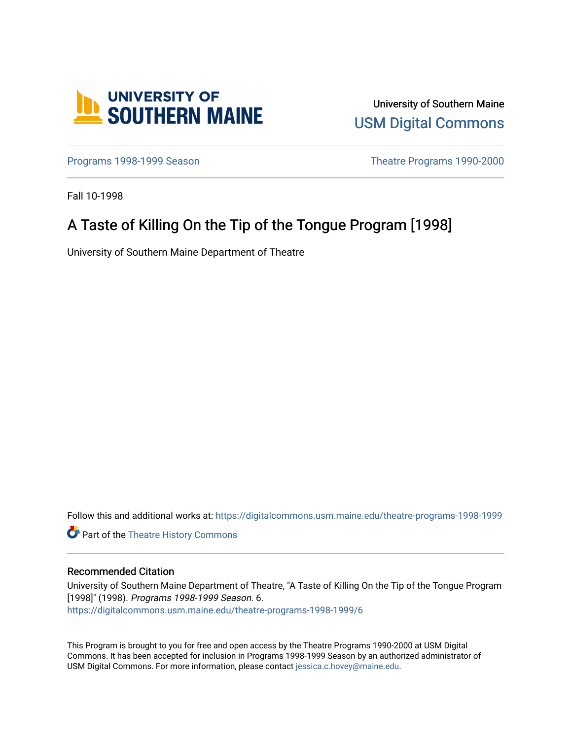UNIVERSITY OF SOUTHERN MAINE

University of Southern Maine
USM Digital Commons

Programs 1998-1999 Season | Theatre Programs 1990-2000

Fall 10-1998

# A Taste of Killing On the Tip of the Tongue Program [1998]

University of Southern Maine Department of Theatre

Follow this and additional works at: https://digitalcommons.usm.maine.edu/theatre-programs-1998-1999

Part of the Theatre History Commons

## Recommended Citation

University of Southern Maine Department of Theatre, "A Taste of Killing On the Tip of the Tongue Program [1998]" (1998). *Programs 1998-1999 Season*. 6.
https://digitalcommons.usm.maine.edu/theatre-programs-1998-1999/6

This Program is brought to you for free and open access by the Theatre Programs 1990-2000 at USM Digital Commons. It has been accepted for inclusion in Programs 1998-1999 Season by an authorized administrator of USM Digital Commons. For more information, please contact jessica.c.hovey@maine.edu.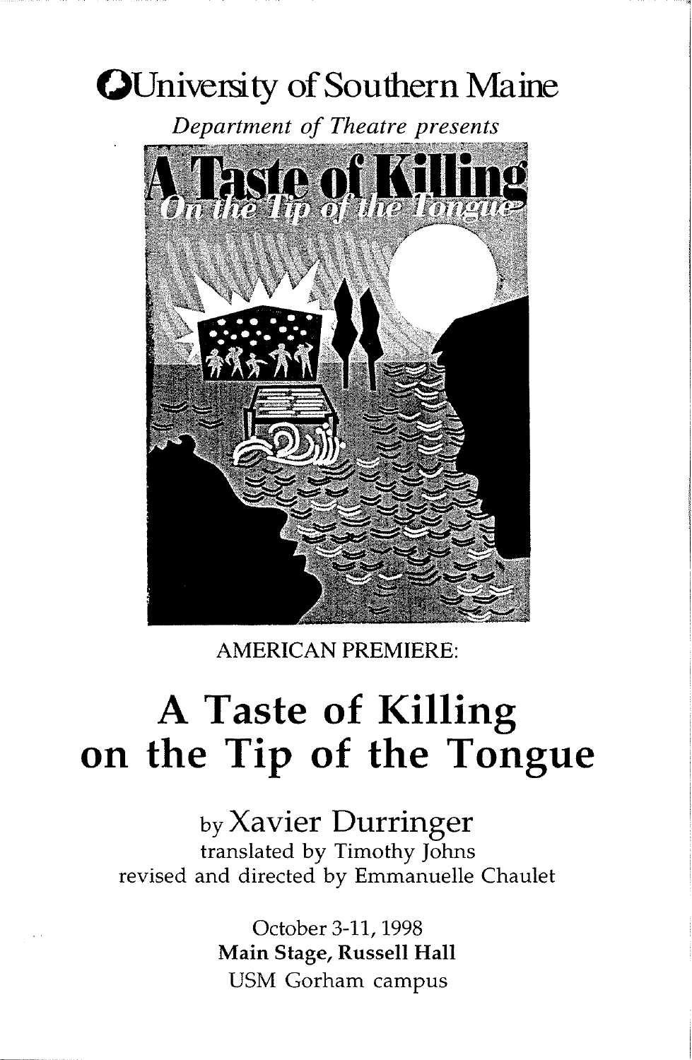University of Southern Maine

*Department of Theatre presents*

AMERICAN PREMIERE:

# A Taste of Killing on the Tip of the Tongue

by Xavier Durringer

translated by Timothy Johns

revised and directed by Emmanuelle Chaulet

October 3-11, 1998

**Main Stage, Russell Hall**

USM Gorham campus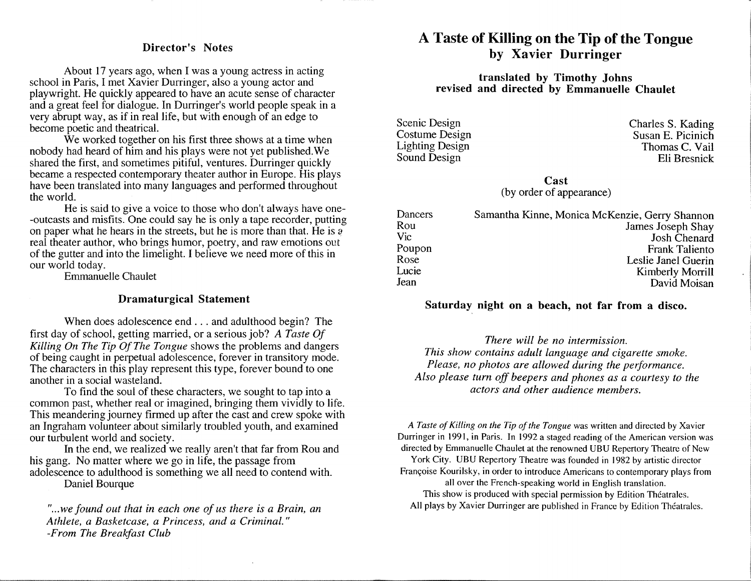## Director's Notes

About 17 years ago, when I was a young actress in acting school in Paris, I met Xavier Durringer, also a young actor and playwright. He quickly appeared to have an acute sense of character and a great feel for dialogue. In Durringer's world people speak in a very abrupt way, as if in real life, but with enough of an edge to become poetic and theatrical.

We worked together on his first three shows at a time when nobody had heard of him and his plays were not yet published. We shared the first, and sometimes pitiful, ventures. Durringer quickly became a respected contemporary theater author in Europe. His plays have been translated into many languages and performed throughout the world.

He is said to give a voice to those who don't always have one--outcasts and misfits. One could say he is only a tape recorder, putting on paper what he hears in the streets, but he is more than that. He is a real theater author, who brings humor, poetry, and raw emotions out of the gutter and into the limelight. I believe we need more of this in our world today.

Emmanuelle Chaulet

## Dramaturgical Statement

When does adolescence end . . . and adulthood begin? The first day of school, getting married, or a serious job? *A Taste Of Killing On The Tip Of The Tongue* shows the problems and dangers of being caught in perpetual adolescence, forever in transitory mode. The characters in this play represent this type, forever bound to one another in a social wasteland.

To find the soul of these characters, we sought to tap into a common past, whether real or imagined, bringing them vividly to life. This meandering journey firmed up after the cast and crew spoke with an Ingraham volunteer about similarly troubled youth, and examined our turbulent world and society.

In the end, we realized we really aren't that far from Rou and his gang. No matter where we go in life, the passage from adolescence to adulthood is something we all need to contend with.

Daniel Bourque

*"...we found out that in each one of us there is a Brain, an Athlete, a Basketcase, a Princess, and a Criminal."*
*-From The Breakfast Club*

# A Taste of Killing on the Tip of the Tongue
## by Xavier Durringer

**translated by Timothy Johns**
**revised and directed by Emmanuelle Chaulet**

| | |
|---|---|
| Scenic Design | Charles S. Kading |
| Costume Design | Susan E. Picinich |
| Lighting Design | Thomas C. Vail |
| Sound Design | Eli Bresnick |

**Cast**
(by order of appearance)

| | |
|---|---|
| Dancers | Samantha Kinne, Monica McKenzie, Gerry Shannon |
| Rou | James Joseph Shay |
| Vic | Josh Chenard |
| Poupon | Frank Taliento |
| Rose | Leslie Janel Guerin |
| Lucie | Kimberly Morrill |
| Jean | David Moisan |

**Saturday night on a beach, not far from a disco.**

*There will be no intermission.*
*This show contains adult language and cigarette smoke.*
*Please, no photos are allowed during the performance.*
*Also please turn off beepers and phones as a courtesy to the actors and other audience members.*

*A Taste of Killing on the Tip of the Tongue* was written and directed by Xavier Durringer in 1991, in Paris. In 1992 a staged reading of the American version was directed by Emmanuelle Chaulet at the renowned UBU Repertory Theatre of New York City. UBU Repertory Theatre was founded in 1982 by artistic director Françoise Kourilsky, in order to introduce Americans to contemporary plays from all over the French-speaking world in English translation.
This show is produced with special permission by Edition Théatrales.
All plays by Xavier Durringer are published in France by Edition Théatrales.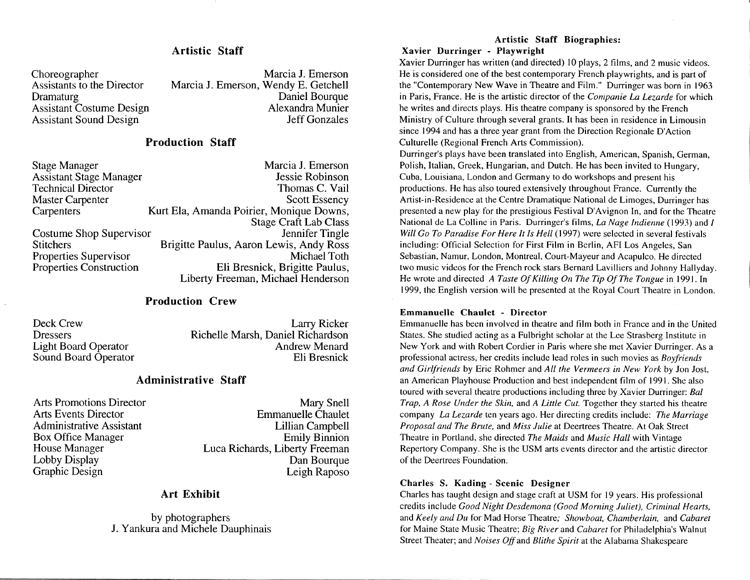## Artistic Staff

| | |
|---|---|
| Choreographer | Marcia J. Emerson |
| Assistants to the Director | Marcia J. Emerson, Wendy E. Getchell |
| Dramaturg | Daniel Bourque |
| Assistant Costume Design | Alexandra Munier |
| Assistant Sound Design | Jeff Gonzales |

## Production Staff

| | |
|---|---|
| Stage Manager | Marcia J. Emerson |
| Assistant Stage Manager | Jessie Robinson |
| Technical Director | Thomas C. Vail |
| Master Carpenter | Scott Essency |
| Carpenters | Kurt Ela, Amanda Poirier, Monique Downs, Stage Craft Lab Class |
| Costume Shop Supervisor | Jennifer Tingle |
| Stitchers | Brigitte Paulus, Aaron Lewis, Andy Ross |
| Properties Supervisor | Michael Toth |
| Properties Construction | Eli Bresnick, Brigitte Paulus, Liberty Freeman, Michael Henderson |

## Production Crew

| | |
|---|---|
| Deck Crew | Larry Ricker |
| Dressers | Richelle Marsh, Daniel Richardson |
| Light Board Operator | Andrew Menard |
| Sound Board Operator | Eli Bresnick |

## Administrative Staff

| | |
|---|---|
| Arts Promotions Director | Mary Snell |
| Arts Events Director | Emmanuelle Chaulet |
| Administrative Assistant | Lillian Campbell |
| Box Office Manager | Emily Binnion |
| House Manager | Luca Richards, Liberty Freeman |
| Lobby Display | Dan Bourque |
| Graphic Design | Leigh Raposo |

## Art Exhibit

by photographers
J. Yankura and Michele Dauphinais

## Artistic Staff Biographies:

### Xavier Durringer - Playwright

Xavier Durringer has written (and directed) 10 plays, 2 films, and 2 music videos. He is considered one of the best contemporary French playwrights, and is part of the "Contemporary New Wave in Theatre and Film." Durringer was born in 1963 in Paris, France. He is the artistic director of the *Companie La Lezarde* for which he writes and directs plays. His theatre company is sponsored by the French Ministry of Culture through several grants. It has been in residence in Limousin since 1994 and has a three year grant from the Direction Regionale D'Action Culturelle (Regional French Arts Commission).

Durringer's plays have been translated into English, American, Spanish, German, Polish, Italian, Greek, Hungarian, and Dutch. He has been invited to Hungary, Cuba, Louisiana, London and Germany to do workshops and present his productions. He has also toured extensively throughout France. Currently the Artist-in-Residence at the Centre Dramatique National de Limoges, Durringer has presented a new play for the prestigious Festival D'Avignon In, and for the Theatre National de La Colline in Paris. Durringer's films, *La Nage Indienne* (1993) and *I Will Go To Paradise For Here It Is Hell* (1997) were selected in several festivals including: Official Selection for First Film in Berlin, AFI Los Angeles, San Sebastian, Namur, London, Montreal, Court-Mayeur and Acapulco. He directed two music videos for the French rock stars Bernard Lavilliers and Johnny Hallyday. He wrote and directed *A Taste Of Killing On The Tip Of The Tongue* in 1991. In 1999, the English version will be presented at the Royal Court Theatre in London.

### Emmanuelle Chaulet - Director

Emmanuelle has been involved in theatre and film both in France and in the United States. She studied acting as a Fulbright scholar at the Lee Strasberg Institute in New York and with Robert Cordier in Paris where she met Xavier Durringer. As a professional actress, her credits include lead roles in such movies as *Boyfriends and Girlfriends* by Eric Rohmer and *All the Vermeers in New York* by Jon Jost, an American Playhouse Production and best independent film of 1991. She also toured with several theatre productions including three by Xavier Durringer: *Bal Trap, A Rose Under the Skin,* and *A Little Cut.* Together they started his theatre company *La Lezarde* ten years ago. Her directing credits include: *The Marriage Proposal and The Brute,* and *Miss Julie* at Deertrees Theatre. At Oak Street Theatre in Portland, she directed *The Maids* and *Music Hall* with Vintage Repertory Company. She is the USM arts events director and the artistic director of the Deertrees Foundation.

### Charles S. Kading - Scenic Designer

Charles has taught design and stage craft at USM for 19 years. His professional credits include *Good Night Desdemona (Good Morning Juliet), Criminal Hearts,* and *Keely and Du* for Mad Horse Theatre; *Showboat, Chamberlain,* and *Cabaret* for Maine State Music Theatre; *Big River* and *Cabaret* for Philadelphia's Walnut Street Theater; and *Noises Off* and *Blithe Spirit* at the Alabama Shakespeare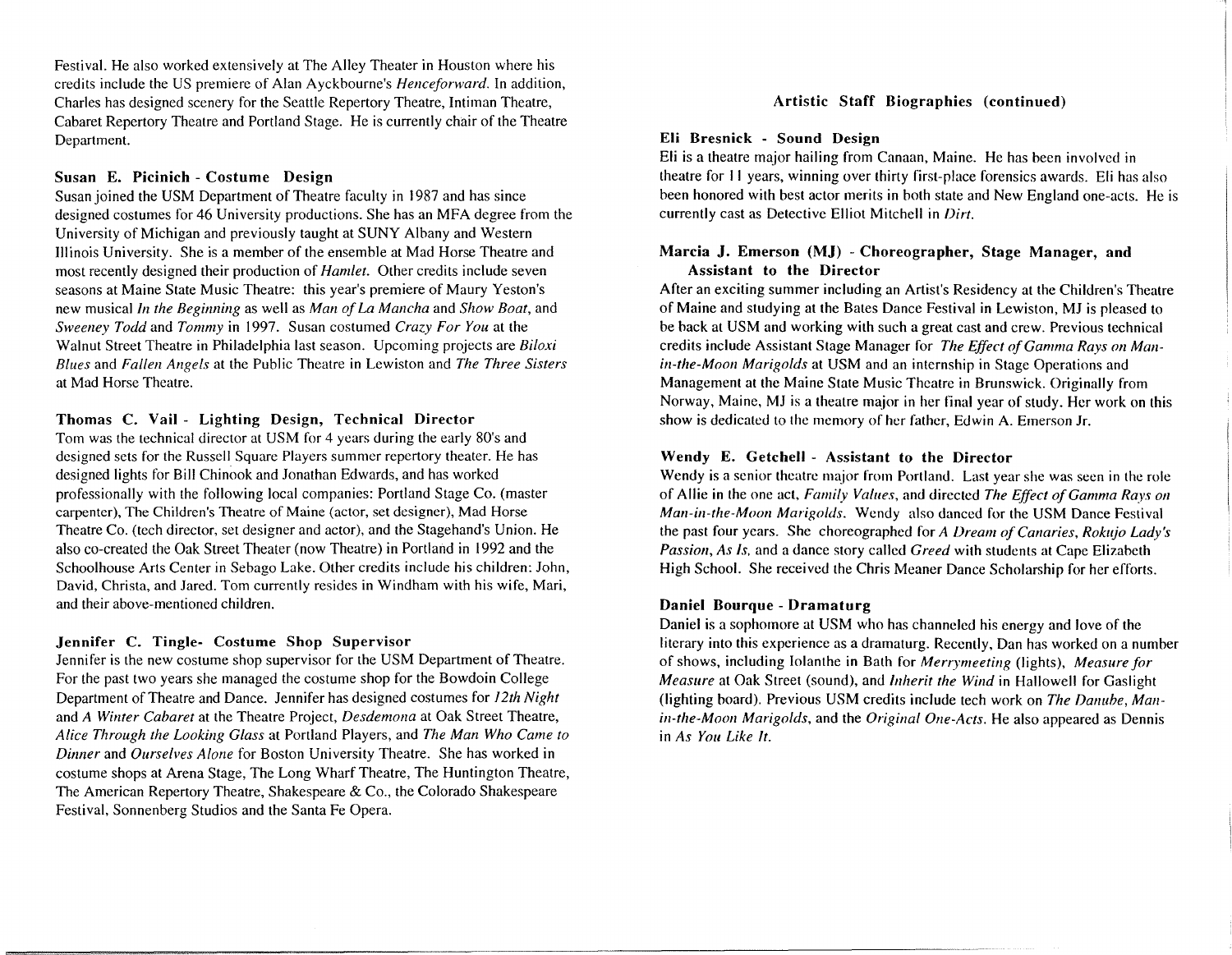Festival. He also worked extensively at The Alley Theater in Houston where his credits include the US premiere of Alan Ayckbourne's *Henceforward*. In addition, Charles has designed scenery for the Seattle Repertory Theatre, Intiman Theatre, Cabaret Repertory Theatre and Portland Stage. He is currently chair of the Theatre Department.

**Susan E. Picinich - Costume Design**
Susan joined the USM Department of Theatre faculty in 1987 and has since designed costumes for 46 University productions. She has an MFA degree from the University of Michigan and previously taught at SUNY Albany and Western Illinois University. She is a member of the ensemble at Mad Horse Theatre and most recently designed their production of *Hamlet*. Other credits include seven seasons at Maine State Music Theatre: this year's premiere of Maury Yeston's new musical *In the Beginning* as well as *Man of La Mancha* and *Show Boat*, and *Sweeney Todd* and *Tommy* in 1997. Susan costumed *Crazy For You* at the Walnut Street Theatre in Philadelphia last season. Upcoming projects are *Biloxi Blues* and *Fallen Angels* at the Public Theatre in Lewiston and *The Three Sisters* at Mad Horse Theatre.

**Thomas C. Vail - Lighting Design, Technical Director**
Tom was the technical director at USM for 4 years during the early 80's and designed sets for the Russell Square Players summer repertory theater. He has designed lights for Bill Chinook and Jonathan Edwards, and has worked professionally with the following local companies: Portland Stage Co. (master carpenter), The Children's Theatre of Maine (actor, set designer), Mad Horse Theatre Co. (tech director, set designer and actor), and the Stagehand's Union. He also co-created the Oak Street Theater (now Theatre) in Portland in 1992 and the Schoolhouse Arts Center in Sebago Lake. Other credits include his children: John, David, Christa, and Jared. Tom currently resides in Windham with his wife, Mari, and their above-mentioned children.

**Jennifer C. Tingle- Costume Shop Supervisor**
Jennifer is the new costume shop supervisor for the USM Department of Theatre. For the past two years she managed the costume shop for the Bowdoin College Department of Theatre and Dance. Jennifer has designed costumes for *12th Night* and *A Winter Cabaret* at the Theatre Project, *Desdemona* at Oak Street Theatre, *Alice Through the Looking Glass* at Portland Players, and *The Man Who Came to Dinner* and *Ourselves Alone* for Boston University Theatre. She has worked in costume shops at Arena Stage, The Long Wharf Theatre, The Huntington Theatre, The American Repertory Theatre, Shakespeare & Co., the Colorado Shakespeare Festival, Sonnenberg Studios and the Santa Fe Opera.

## Artistic Staff Biographies (continued)

**Eli Bresnick - Sound Design**
Eli is a theatre major hailing from Canaan, Maine. He has been involved in theatre for 11 years, winning over thirty first-place forensics awards. Eli has also been honored with best actor merits in both state and New England one-acts. He is currently cast as Detective Elliot Mitchell in *Dirt*.

**Marcia J. Emerson (MJ) - Choreographer, Stage Manager, and Assistant to the Director**
After an exciting summer including an Artist's Residency at the Children's Theatre of Maine and studying at the Bates Dance Festival in Lewiston, MJ is pleased to be back at USM and working with such a great cast and crew. Previous technical credits include Assistant Stage Manager for *The Effect of Gamma Rays on Man-in-the-Moon Marigolds* at USM and an internship in Stage Operations and Management at the Maine State Music Theatre in Brunswick. Originally from Norway, Maine, MJ is a theatre major in her final year of study. Her work on this show is dedicated to the memory of her father, Edwin A. Emerson Jr.

**Wendy E. Getchell - Assistant to the Director**
Wendy is a senior theatre major from Portland. Last year she was seen in the role of Allie in the one act, *Family Values*, and directed *The Effect of Gamma Rays on Man-in-the-Moon Marigolds*. Wendy also danced for the USM Dance Festival the past four years. She choreographed for *A Dream of Canaries*, *Rokujo Lady's Passion*, *As Is*, and a dance story called *Greed* with students at Cape Elizabeth High School. She received the Chris Meaner Dance Scholarship for her efforts.

**Daniel Bourque - Dramaturg**
Daniel is a sophomore at USM who has channeled his energy and love of the literary into this experience as a dramaturg. Recently, Dan has worked on a number of shows, including Iolanthe in Bath for *Merrymeeting* (lights), *Measure for Measure* at Oak Street (sound), and *Inherit the Wind* in Hallowell for Gaslight (lighting board). Previous USM credits include tech work on *The Danube*, *Man-in-the-Moon Marigolds*, and the *Original One-Acts*. He also appeared as Dennis in *As You Like It*.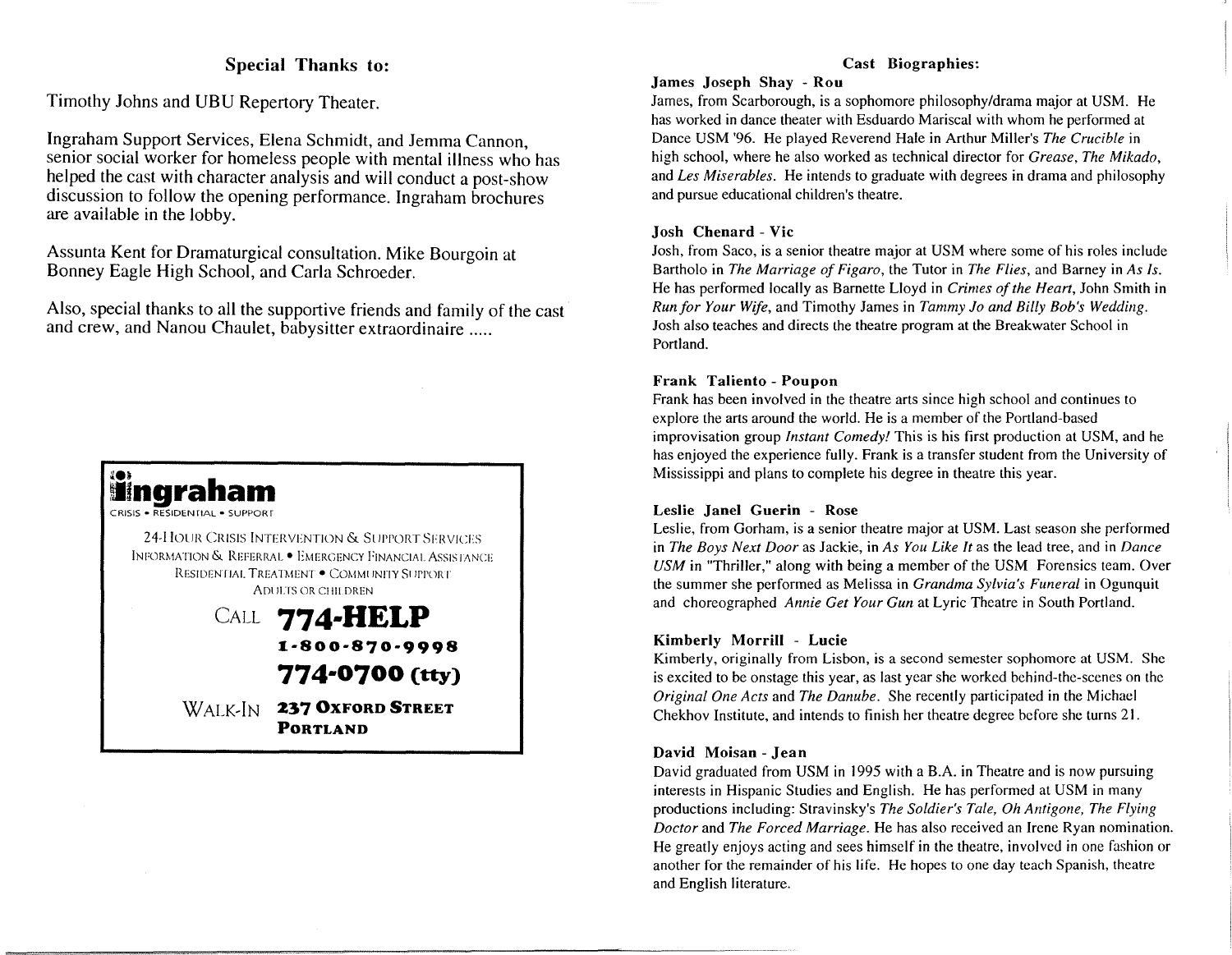## Special Thanks to:

Timothy Johns and UBU Repertory Theater.

Ingraham Support Services, Elena Schmidt, and Jemma Cannon, senior social worker for homeless people with mental illness who has helped the cast with character analysis and will conduct a post-show discussion to follow the opening performance. Ingraham brochures are available in the lobby.

Assunta Kent for Dramaturgical consultation. Mike Bourgoin at Bonney Eagle High School, and Carla Schroeder.

Also, special thanks to all the supportive friends and family of the cast and crew, and Nanou Chaulet, babysitter extraordinaire .....

**ingraham**

CRISIS • RESIDENTIAL • SUPPORT

24-HOUR CRISIS INTERVENTION & SUPPORT SERVICES
INFORMATION & REFERRAL • EMERGENCY FINANCIAL ASSISTANCE
RESIDENTIAL TREATMENT • COMMUNITY SUPPORT
ADULTS OR CHILDREN

CALL **774-HELP**
**1-800-870-9998**
**774-0700 (tty)**

WALK-IN **237 OXFORD STREET PORTLAND**

## Cast Biographies:

**James Joseph Shay - Rou**

James, from Scarborough, is a sophomore philosophy/drama major at USM. He has worked in dance theater with Esduardo Mariscal with whom he performed at Dance USM '96. He played Reverend Hale in Arthur Miller's *The Crucible* in high school, where he also worked as technical director for *Grease*, *The Mikado*, and *Les Miserables*. He intends to graduate with degrees in drama and philosophy and pursue educational children's theatre.

**Josh Chenard - Vic**

Josh, from Saco, is a senior theatre major at USM where some of his roles include Bartholo in *The Marriage of Figaro*, the Tutor in *The Flies*, and Barney in *As Is*. He has performed locally as Barnette Lloyd in *Crimes of the Heart*, John Smith in *Run for Your Wife*, and Timothy James in *Tammy Jo and Billy Bob's Wedding*. Josh also teaches and directs the theatre program at the Breakwater School in Portland.

**Frank Taliento - Poupon**

Frank has been involved in the theatre arts since high school and continues to explore the arts around the world. He is a member of the Portland-based improvisation group *Instant Comedy!* This is his first production at USM, and he has enjoyed the experience fully. Frank is a transfer student from the University of Mississippi and plans to complete his degree in theatre this year.

**Leslie Janel Guerin - Rose**

Leslie, from Gorham, is a senior theatre major at USM. Last season she performed in *The Boys Next Door* as Jackie, in *As You Like It* as the lead tree, and in *Dance USM* in "Thriller," along with being a member of the USM Forensics team. Over the summer she performed as Melissa in *Grandma Sylvia's Funeral* in Ogunquit and choreographed *Annie Get Your Gun* at Lyric Theatre in South Portland.

**Kimberly Morrill - Lucie**

Kimberly, originally from Lisbon, is a second semester sophomore at USM. She is excited to be onstage this year, as last year she worked behind-the-scenes on the *Original One Acts* and *The Danube*. She recently participated in the Michael Chekhov Institute, and intends to finish her theatre degree before she turns 21.

**David Moisan - Jean**

David graduated from USM in 1995 with a B.A. in Theatre and is now pursuing interests in Hispanic Studies and English. He has performed at USM in many productions including: Stravinsky's *The Soldier's Tale, Oh Antigone, The Flying Doctor* and *The Forced Marriage*. He has also received an Irene Ryan nomination. He greatly enjoys acting and sees himself in the theatre, involved in one fashion or another for the remainder of his life. He hopes to one day teach Spanish, theatre and English literature.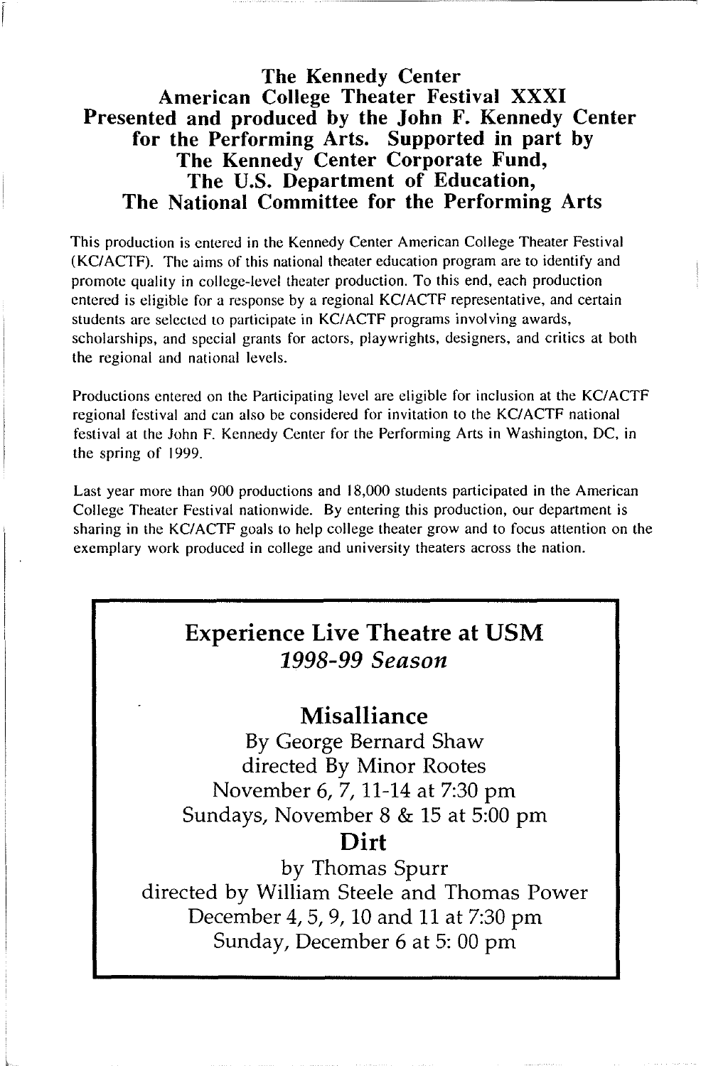## The Kennedy Center American College Theater Festival XXXI Presented and produced by the John F. Kennedy Center for the Performing Arts. Supported in part by The Kennedy Center Corporate Fund, The U.S. Department of Education, The National Committee for the Performing Arts

This production is entered in the Kennedy Center American College Theater Festival (KC/ACTF). The aims of this national theater education program are to identify and promote quality in college-level theater production. To this end, each production entered is eligible for a response by a regional KC/ACTF representative, and certain students are selected to participate in KC/ACTF programs involving awards, scholarships, and special grants for actors, playwrights, designers, and critics at both the regional and national levels.

Productions entered on the Participating level are eligible for inclusion at the KC/ACTF regional festival and can also be considered for invitation to the KC/ACTF national festival at the John F. Kennedy Center for the Performing Arts in Washington, DC, in the spring of 1999.

Last year more than 900 productions and 18,000 students participated in the American College Theater Festival nationwide. By entering this production, our department is sharing in the KC/ACTF goals to help college theater grow and to focus attention on the exemplary work produced in college and university theaters across the nation.

## Experience Live Theatre at USM
### *1998-99 Season*

### Misalliance

By George Bernard Shaw
directed By Minor Rootes
November 6, 7, 11-14 at 7:30 pm
Sundays, November 8 & 15 at 5:00 pm

### Dirt

by Thomas Spurr
directed by William Steele and Thomas Power
December 4, 5, 9, 10 and 11 at 7:30 pm
Sunday, December 6 at 5: 00 pm